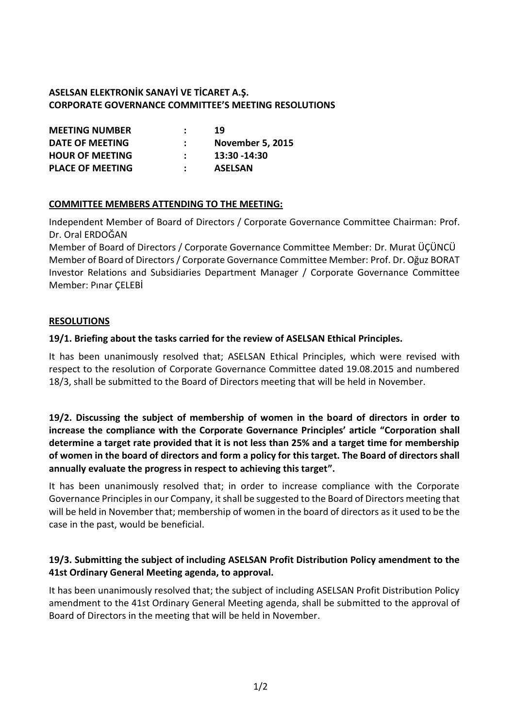**ASELSAN ELEKTRONİK SANAYİ VE TİCARET A.Ş.**
**CORPORATE GOVERNANCE COMMITTEE'S MEETING RESOLUTIONS**

| | | |
|---|---|---|
| **MEETING NUMBER** | **:** | **19** |
| **DATE OF MEETING** | **:** | **November 5, 2015** |
| **HOUR OF MEETING** | **:** | **13:30 -14:30** |
| **PLACE OF MEETING** | **:** | **ASELSAN** |

**COMMITTEE MEMBERS ATTENDING TO THE MEETING:**

Independent Member of Board of Directors / Corporate Governance Committee Chairman: Prof. Dr. Oral ERDOĞAN
Member of Board of Directors / Corporate Governance Committee Member: Dr. Murat ÜÇÜNCÜ
Member of Board of Directors / Corporate Governance Committee Member: Prof. Dr. Oğuz BORAT
Investor Relations and Subsidiaries Department Manager / Corporate Governance Committee Member: Pınar ÇELEBİ

**RESOLUTIONS**

**19/1. Briefing about the tasks carried for the review of ASELSAN Ethical Principles.**

It has been unanimously resolved that; ASELSAN Ethical Principles, which were revised with respect to the resolution of Corporate Governance Committee dated 19.08.2015 and numbered 18/3, shall be submitted to the Board of Directors meeting that will be held in November.

**19/2. Discussing the subject of membership of women in the board of directors in order to increase the compliance with the Corporate Governance Principles' article "Corporation shall determine a target rate provided that it is not less than 25% and a target time for membership of women in the board of directors and form a policy for this target. The Board of directors shall annually evaluate the progress in respect to achieving this target".**

It has been unanimously resolved that; in order to increase compliance with the Corporate Governance Principles in our Company, it shall be suggested to the Board of Directors meeting that will be held in November that; membership of women in the board of directors as it used to be the case in the past, would be beneficial.

**19/3. Submitting the subject of including ASELSAN Profit Distribution Policy amendment to the 41st Ordinary General Meeting agenda, to approval.**

It has been unanimously resolved that; the subject of including ASELSAN Profit Distribution Policy amendment to the 41st Ordinary General Meeting agenda, shall be submitted to the approval of Board of Directors in the meeting that will be held in November.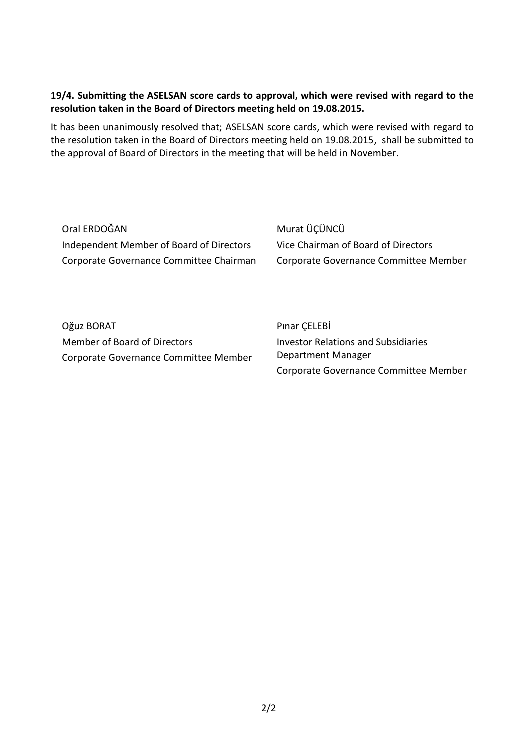**19/4. Submitting the ASELSAN score cards to approval, which were revised with regard to the resolution taken in the Board of Directors meeting held on 19.08.2015.**

It has been unanimously resolved that; ASELSAN score cards, which were revised with regard to the resolution taken in the Board of Directors meeting held on 19.08.2015, shall be submitted to the approval of Board of Directors in the meeting that will be held in November.

Oral ERDOĞAN
Independent Member of Board of Directors
Corporate Governance Committee Chairman

Murat ÜÇÜNCÜ
Vice Chairman of Board of Directors
Corporate Governance Committee Member

Oğuz BORAT
Member of Board of Directors
Corporate Governance Committee Member

Pınar ÇELEBİ
Investor Relations and Subsidiaries Department Manager
Corporate Governance Committee Member